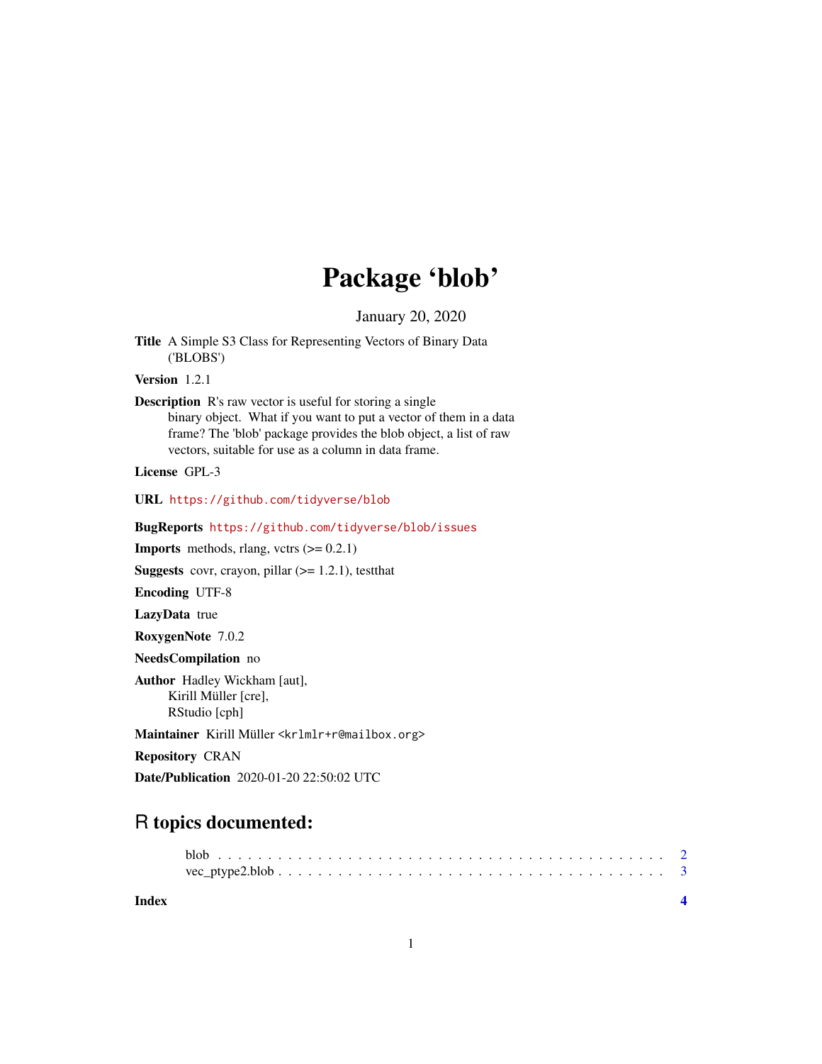# Package 'blob'

January 20, 2020

**Title** A Simple S3 Class for Representing Vectors of Binary Data ('BLOBS')

**Version** 1.2.1

**Description** R's raw vector is useful for storing a single binary object. What if you want to put a vector of them in a data frame? The 'blob' package provides the blob object, a list of raw vectors, suitable for use as a column in data frame.

**License** GPL-3

**URL** https://github.com/tidyverse/blob

**BugReports** https://github.com/tidyverse/blob/issues

**Imports** methods, rlang, vctrs (>= 0.2.1)

**Suggests** covr, crayon, pillar (>= 1.2.1), testthat

**Encoding** UTF-8

**LazyData** true

**RoxygenNote** 7.0.2

**NeedsCompilation** no

**Author** Hadley Wickham [aut],
Kirill Müller [cre],
RStudio [cph]

**Maintainer** Kirill Müller <krlmlr+r@mailbox.org>

**Repository** CRAN

**Date/Publication** 2020-01-20 22:50:02 UTC

## R topics documented:

- blob . . . . . . . . . . . . . . . . . . . . . . . . . . . . . . . . . . . . . . . . . . 2
- vec_ptype2.blob . . . . . . . . . . . . . . . . . . . . . . . . . . . . . . . . . . . . 3

**Index** 4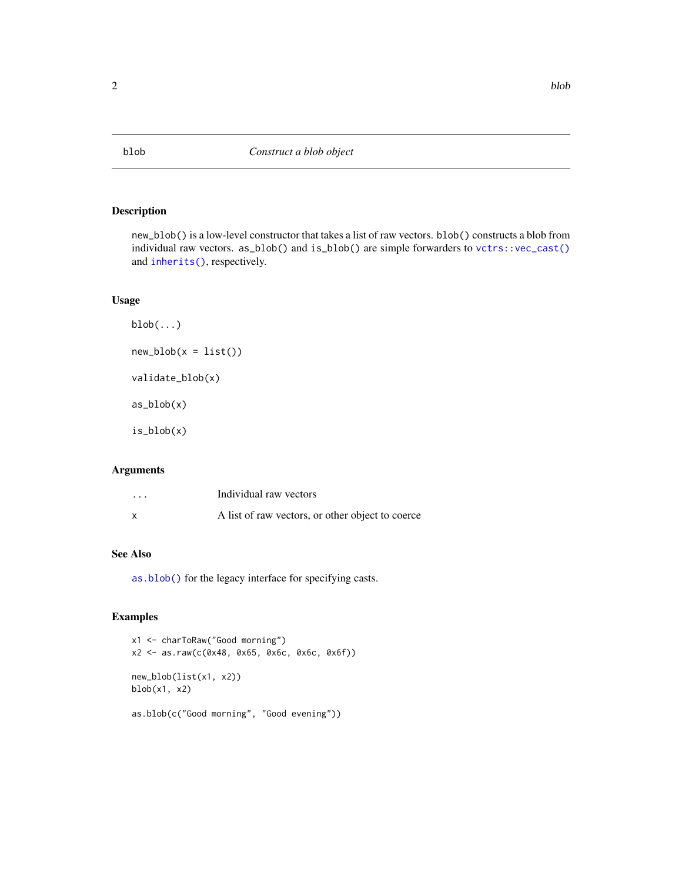# blob — *Construct a blob object*

## Description

`new_blob()` is a low-level constructor that takes a list of raw vectors. `blob()` constructs a blob from individual raw vectors. `as_blob()` and `is_blob()` are simple forwarders to `vctrs::vec_cast()` and `inherits()`, respectively.

## Usage

```
blob(...)

new_blob(x = list())

validate_blob(x)

as_blob(x)

is_blob(x)
```

## Arguments

| | |
|---|---|
| `...` | Individual raw vectors |
| `x` | A list of raw vectors, or other object to coerce |

## See Also

`as.blob()` for the legacy interface for specifying casts.

## Examples

```
x1 <- charToRaw("Good morning")
x2 <- as.raw(c(0x48, 0x65, 0x6c, 0x6c, 0x6f))

new_blob(list(x1, x2))
blob(x1, x2)

as.blob(c("Good morning", "Good evening"))
```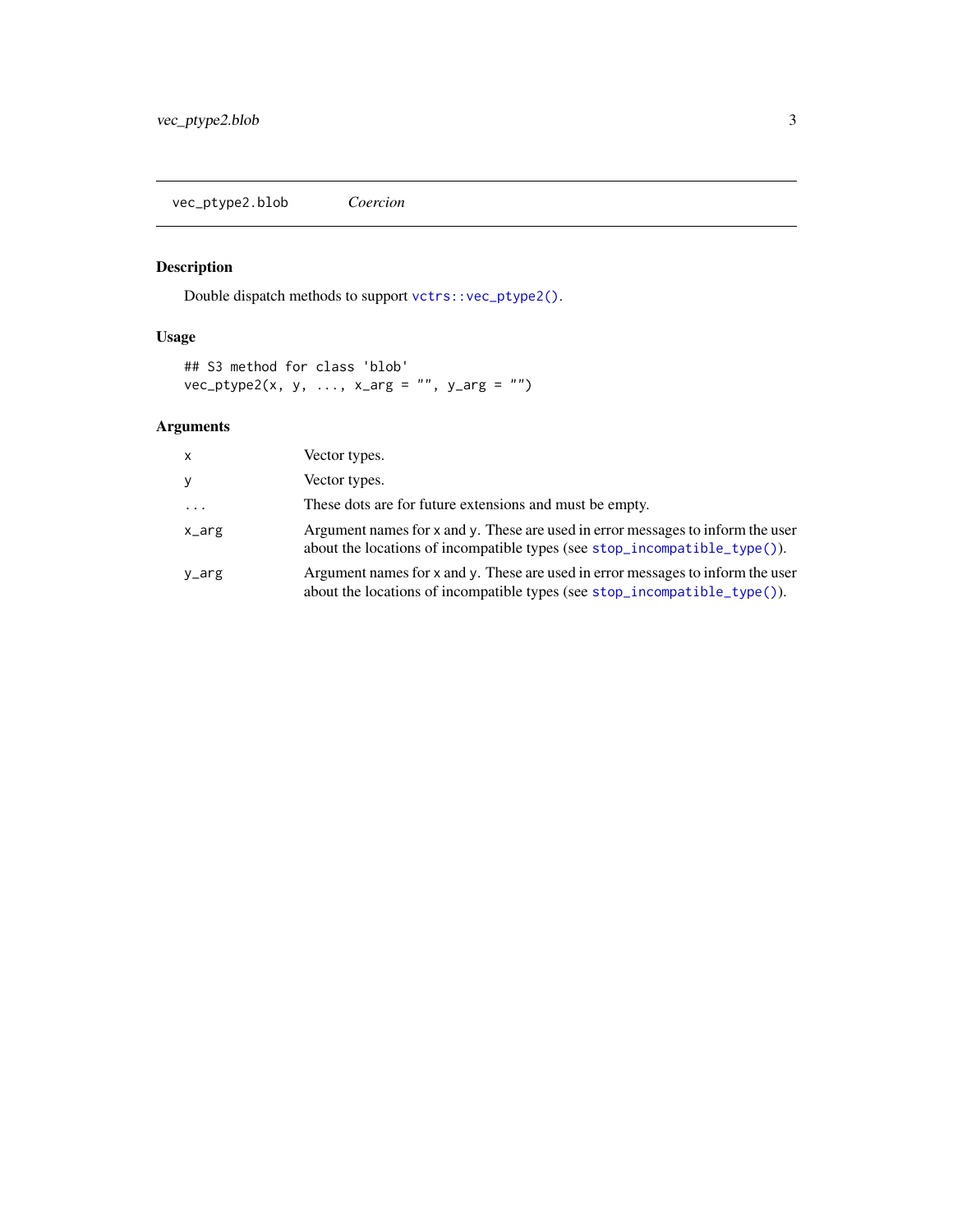## vec_ptype2.blob *Coercion*

### Description

Double dispatch methods to support `vctrs::vec_ptype2()`.

### Usage

```
## S3 method for class 'blob'
vec_ptype2(x, y, ..., x_arg = "", y_arg = "")
```

### Arguments

| | |
|---|---|
| `x` | Vector types. |
| `y` | Vector types. |
| `...` | These dots are for future extensions and must be empty. |
| `x_arg` | Argument names for `x` and `y`. These are used in error messages to inform the user about the locations of incompatible types (see `stop_incompatible_type()`). |
| `y_arg` | Argument names for `x` and `y`. These are used in error messages to inform the user about the locations of incompatible types (see `stop_incompatible_type()`). |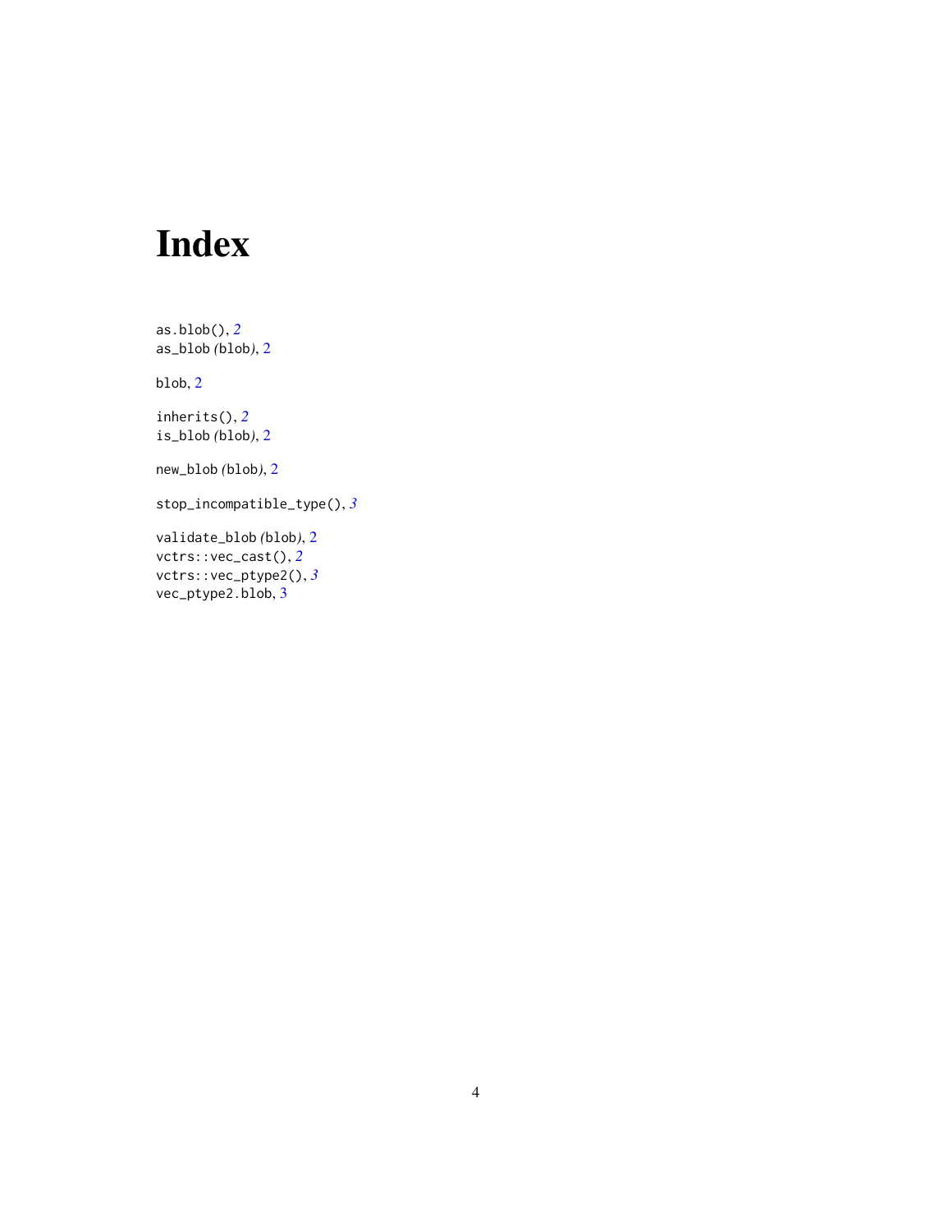# Index

as.blob(), *2*
as_blob *(*blob*)*, 2

blob, 2

inherits(), *2*
is_blob *(*blob*)*, 2

new_blob *(*blob*)*, 2

stop_incompatible_type(), *3*

validate_blob *(*blob*)*, 2
vctrs::vec_cast(), *2*
vctrs::vec_ptype2(), *3*
vec_ptype2.blob, 3